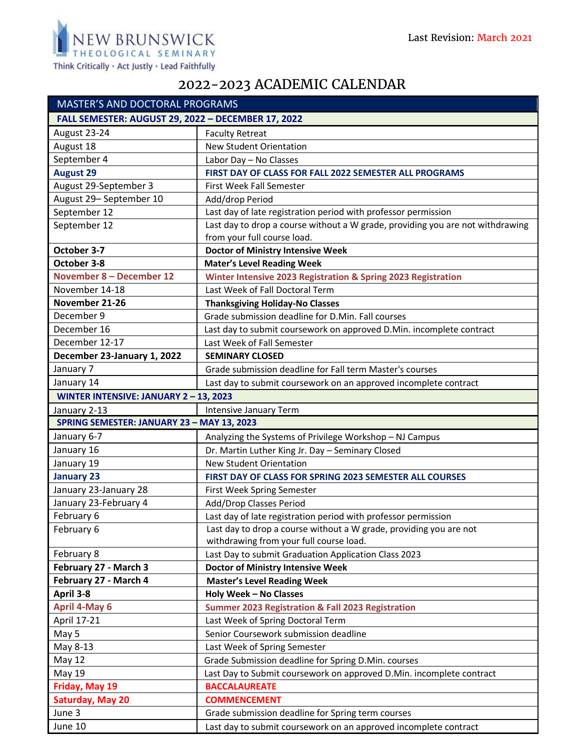NEW BRUNSWICK THEOLOGICAL SEMINARY

Think Critically • Act Justly • Lead Faithfully

Last Revision: March 2021

# 2022-2023 ACADEMIC CALENDAR

| MASTER'S AND DOCTORAL PROGRAMS | |
|---|---|
| **FALL SEMESTER: AUGUST 29, 2022 – DECEMBER 17, 2022** | |
| August 23-24 | Faculty Retreat |
| August 18 | New Student Orientation |
| September 4 | Labor Day – No Classes |
| **August 29** | **FIRST DAY OF CLASS FOR FALL 2022 SEMESTER ALL PROGRAMS** |
| August 29-September 3 | First Week Fall Semester |
| August 29– September 10 | Add/drop Period |
| September 12 | Last day of late registration period with professor permission |
| September 12 | Last day to drop a course without a W grade, providing you are not withdrawing from your full course load. |
| **October 3-7** | **Doctor of Ministry Intensive Week** |
| **October 3-8** | **Mater's Level Reading Week** |
| **November 8 – December 12** | **Winter Intensive 2023 Registration & Spring 2023 Registration** |
| November 14-18 | Last Week of Fall Doctoral Term |
| **November 21-26** | **Thanksgiving Holiday-No Classes** |
| December 9 | Grade submission deadline for D.Min. Fall courses |
| December 16 | Last day to submit coursework on approved D.Min. incomplete contract |
| December 12-17 | Last Week of Fall Semester |
| **December 23-January 1, 2022** | **SEMINARY CLOSED** |
| January 7 | Grade submission deadline for Fall term Master's courses |
| January 14 | Last day to submit coursework on an approved incomplete contract |
| **WINTER INTENSIVE: JANUARY 2 – 13, 2023** | |
| January 2-13 | Intensive January Term |
| **SPRING SEMESTER: JANUARY 23 – MAY 13, 2023** | |
| January 6-7 | Analyzing the Systems of Privilege Workshop – NJ Campus |
| January 16 | Dr. Martin Luther King Jr. Day – Seminary Closed |
| January 19 | New Student Orientation |
| **January 23** | **FIRST DAY OF CLASS FOR SPRING 2023 SEMESTER ALL COURSES** |
| January 23-January 28 | First Week Spring Semester |
| January 23-February 4 | Add/Drop Classes Period |
| February 6 | Last day of late registration period with professor permission |
| February 6 | Last day to drop a course without a W grade, providing you are not withdrawing from your full course load. |
| February 8 | Last Day to submit Graduation Application Class 2023 |
| **February 27 - March 3** | **Doctor of Ministry Intensive Week** |
| **February 27 - March 4** | **Master's Level Reading Week** |
| **April 3-8** | **Holy Week – No Classes** |
| **April 4-May 6** | **Summer 2023 Registration & Fall 2023 Registration** |
| April 17-21 | Last Week of Spring Doctoral Term |
| May 5 | Senior Coursework submission deadline |
| May 8-13 | Last Week of Spring Semester |
| May 12 | Grade Submission deadline for Spring D.Min. courses |
| May 19 | Last Day to Submit coursework on approved D.Min. incomplete contract |
| **Friday, May 19** | **BACCALAUREATE** |
| **Saturday, May 20** | **COMMENCEMENT** |
| June 3 | Grade submission deadline for Spring term courses |
| June 10 | Last day to submit coursework on an approved incomplete contract |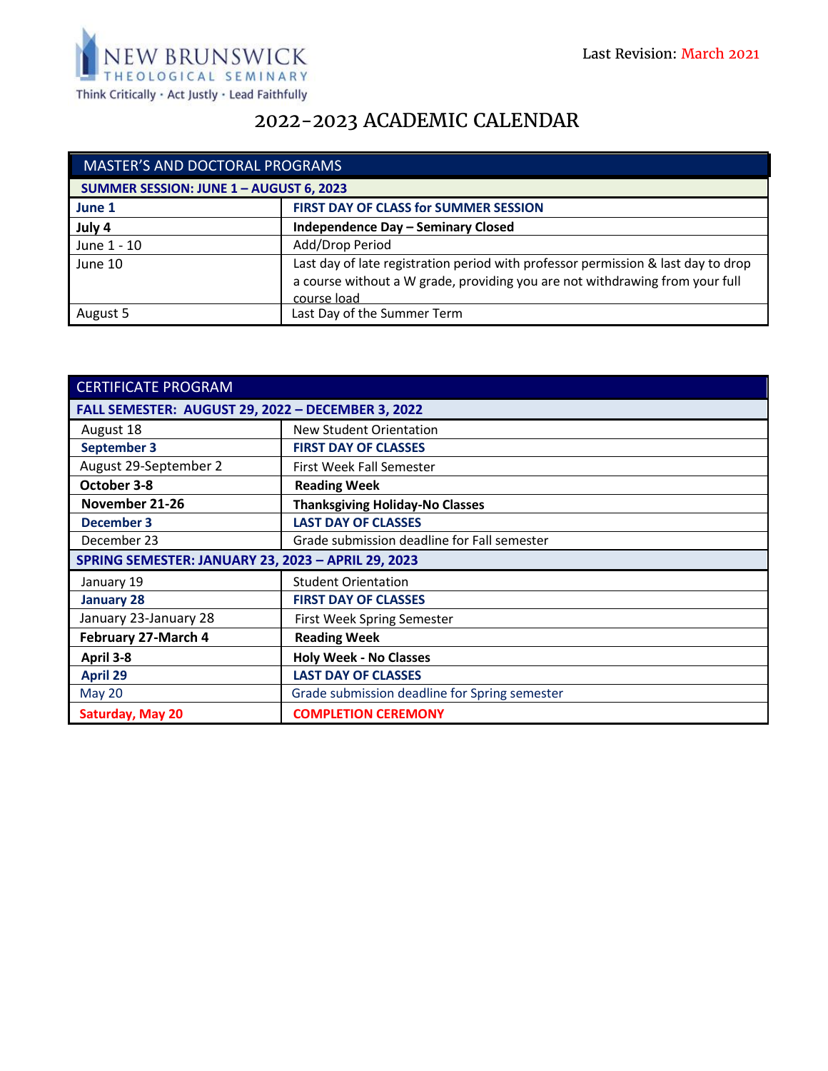NEW BRUNSWICK THEOLOGICAL SEMINARY

Think Critically • Act Justly • Lead Faithfully

Last Revision: March 2021

# 2022-2023 ACADEMIC CALENDAR

| MASTER'S AND DOCTORAL PROGRAMS | |
|---|---|
| **SUMMER SESSION: JUNE 1 – AUGUST 6, 2023** | |
| **June 1** | **FIRST DAY OF CLASS for SUMMER SESSION** |
| **July 4** | **Independence Day – Seminary Closed** |
| June 1 - 10 | Add/Drop Period |
| June 10 | Last day of late registration period with professor permission & last day to drop a course without a W grade, providing you are not withdrawing from your full course load |
| August 5 | Last Day of the Summer Term |

| CERTIFICATE PROGRAM | |
|---|---|
| **FALL SEMESTER: AUGUST 29, 2022 – DECEMBER 3, 2022** | |
| August 18 | New Student Orientation |
| **September 3** | **FIRST DAY OF CLASSES** |
| August 29-September 2 | First Week Fall Semester |
| **October 3-8** | **Reading Week** |
| **November 21-26** | **Thanksgiving Holiday-No Classes** |
| **December 3** | **LAST DAY OF CLASSES** |
| December 23 | Grade submission deadline for Fall semester |
| **SPRING SEMESTER: JANUARY 23, 2023 – APRIL 29, 2023** | |
| January 19 | Student Orientation |
| **January 28** | **FIRST DAY OF CLASSES** |
| January 23-January 28 | First Week Spring Semester |
| **February 27-March 4** | **Reading Week** |
| **April 3-8** | **Holy Week - No Classes** |
| **April 29** | **LAST DAY OF CLASSES** |
| May 20 | Grade submission deadline for Spring semester |
| **Saturday, May 20** | **COMPLETION CEREMONY** |